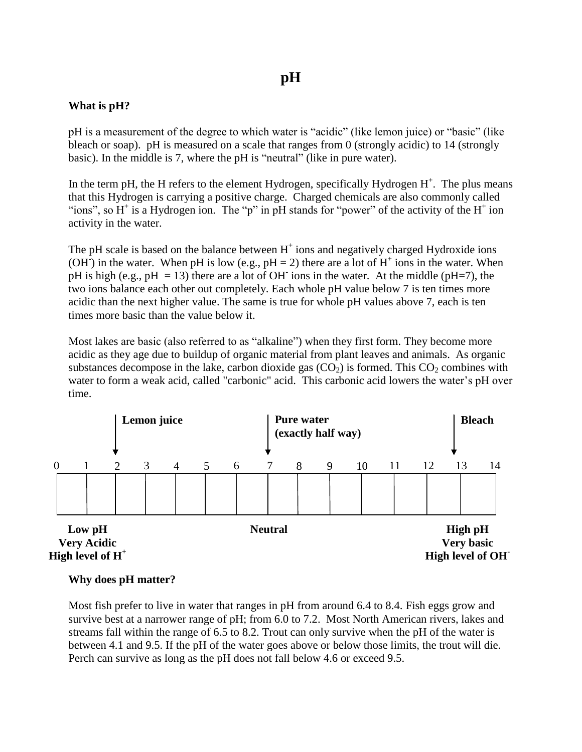# pH

## What is pH?

pH is a measurement of the degree to which water is "acidic" (like lemon juice) or "basic" (like bleach or soap). pH is measured on a scale that ranges from 0 (strongly acidic) to 14 (strongly basic). In the middle is 7, where the pH is "neutral" (like in pure water).

In the term pH, the H refers to the element Hydrogen, specifically Hydrogen $H^+$. The plus means that this Hydrogen is carrying a positive charge. Charged chemicals are also commonly called "ions", so $H^+$ is a Hydrogen ion. The "p" in pH stands for "power" of the activity of the $H^+$ ion activity in the water.

The pH scale is based on the balance between $H^+$ ions and negatively charged Hydroxide ions ($OH^-$) in the water. When pH is low (e.g., pH = 2) there are a lot of $H^+$ ions in the water. When pH is high (e.g., pH = 13) there are a lot of $OH^-$ ions in the water. At the middle (pH=7), the two ions balance each other out completely. Each whole pH value below 7 is ten times more acidic than the next higher value. The same is true for whole pH values above 7, each is ten times more basic than the value below it.

Most lakes are basic (also referred to as "alkaline") when they first form. They become more acidic as they age due to buildup of organic material from plant leaves and animals. As organic substances decompose in the lake, carbon dioxide gas ($CO_2$) is formed. This $CO_2$ combines with water to form a weak acid, called "carbonic" acid. This carbonic acid lowers the water's pH over time.

| 0 | 1 | 2 | 3 | 4 | 5 | 6 | 7 | 8 | 9 | 10 | 11 | 12 | 13 | 14 |
|---|---|---|---|---|---|---|---|---|---|---|---|---|---|---|
| | | Lemon juice | | | | | Pure water (exactly half way) | | | | | | Bleach | |

**Low pH**
**Very Acidic**
**High level of $H^+$**

**Neutral**

**High pH**
**Very basic**
**High level of $OH^-$**

## Why does pH matter?

Most fish prefer to live in water that ranges in pH from around 6.4 to 8.4. Fish eggs grow and survive best at a narrower range of pH; from 6.0 to 7.2. Most North American rivers, lakes and streams fall within the range of 6.5 to 8.2. Trout can only survive when the pH of the water is between 4.1 and 9.5. If the pH of the water goes above or below those limits, the trout will die. Perch can survive as long as the pH does not fall below 4.6 or exceed 9.5.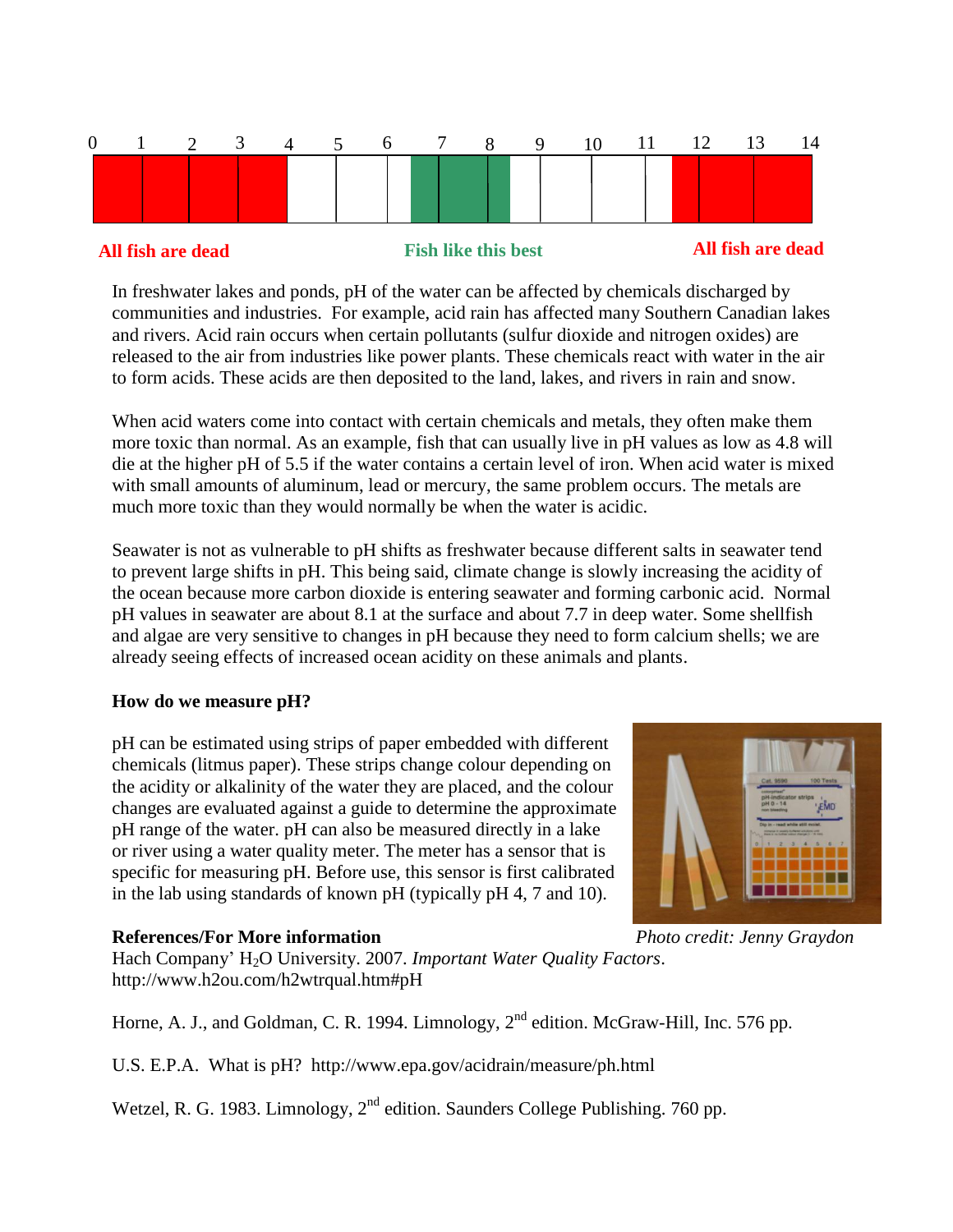0 1 2 3 4 5 6 7 8 9 10 11 12 13 14

All fish are dead

Fish like this best

All fish are dead

In freshwater lakes and ponds, pH of the water can be affected by chemicals discharged by communities and industries. For example, acid rain has affected many Southern Canadian lakes and rivers. Acid rain occurs when certain pollutants (sulfur dioxide and nitrogen oxides) are released to the air from industries like power plants. These chemicals react with water in the air to form acids. These acids are then deposited to the land, lakes, and rivers in rain and snow.

When acid waters come into contact with certain chemicals and metals, they often make them more toxic than normal. As an example, fish that can usually live in pH values as low as 4.8 will die at the higher pH of 5.5 if the water contains a certain level of iron. When acid water is mixed with small amounts of aluminum, lead or mercury, the same problem occurs. The metals are much more toxic than they would normally be when the water is acidic.

Seawater is not as vulnerable to pH shifts as freshwater because different salts in seawater tend to prevent large shifts in pH. This being said, climate change is slowly increasing the acidity of the ocean because more carbon dioxide is entering seawater and forming carbonic acid. Normal pH values in seawater are about 8.1 at the surface and about 7.7 in deep water. Some shellfish and algae are very sensitive to changes in pH because they need to form calcium shells; we are already seeing effects of increased ocean acidity on these animals and plants.

**How do we measure pH?**

pH can be estimated using strips of paper embedded with different chemicals (litmus paper). These strips change colour depending on the acidity or alkalinity of the water they are placed, and the colour changes are evaluated against a guide to determine the approximate pH range of the water. pH can also be measured directly in a lake or river using a water quality meter. The meter has a sensor that is specific for measuring pH. Before use, this sensor is first calibrated in the lab using standards of known pH (typically pH 4, 7 and 10).

*Photo credit: Jenny Graydon*

**References/For More information**

Hach Company' $H_2O$ University. 2007. *Important Water Quality Factors*. http://www.h2ou.com/h2wtrqual.htm#pH

Horne, A. J., and Goldman, C. R. 1994. Limnology, 2nd edition. McGraw-Hill, Inc. 576 pp.

U.S. E.P.A. What is pH? http://www.epa.gov/acidrain/measure/ph.html

Wetzel, R. G. 1983. Limnology, 2nd edition. Saunders College Publishing. 760 pp.